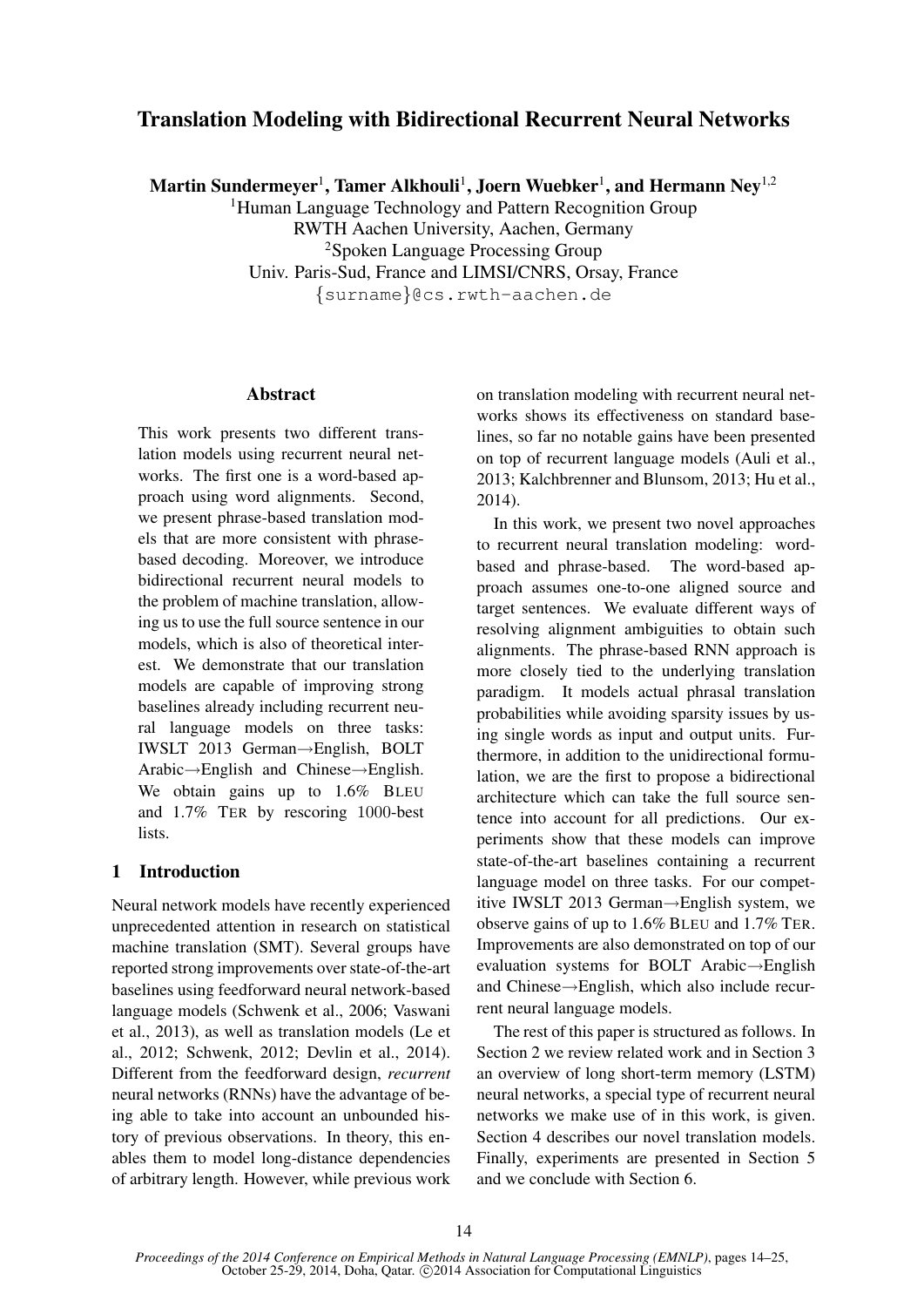# Translation Modeling with Bidirectional Recurrent Neural Networks

**Martin Sundermeyer**[1], **Tamer Alkhouli**[1], **Joern Wuebker**[1], **and Hermann Ney**[1,2]

[1]Human Language Technology and Pattern Recognition Group
RWTH Aachen University, Aachen, Germany
[2]Spoken Language Processing Group
Univ. Paris-Sud, France and LIMSI/CNRS, Orsay, France
{surname}@cs.rwth-aachen.de

## Abstract

This work presents two different translation models using recurrent neural networks. The first one is a word-based approach using word alignments. Second, we present phrase-based translation models that are more consistent with phrase-based decoding. Moreover, we introduce bidirectional recurrent neural models to the problem of machine translation, allowing us to use the full source sentence in our models, which is also of theoretical interest. We demonstrate that our translation models are capable of improving strong baselines already including recurrent neural language models on three tasks: IWSLT 2013 German→English, BOLT Arabic→English and Chinese→English. We obtain gains up to 1.6% BLEU and 1.7% TER by rescoring 1000-best lists.

## 1 Introduction

Neural network models have recently experienced unprecedented attention in research on statistical machine translation (SMT). Several groups have reported strong improvements over state-of-the-art baselines using feedforward neural network-based language models (Schwenk et al., 2006; Vaswani et al., 2013), as well as translation models (Le et al., 2012; Schwenk, 2012; Devlin et al., 2014). Different from the feedforward design, *recurrent* neural networks (RNNs) have the advantage of being able to take into account an unbounded history of previous observations. In theory, this enables them to model long-distance dependencies of arbitrary length. However, while previous work on translation modeling with recurrent neural networks shows its effectiveness on standard baselines, so far no notable gains have been presented on top of recurrent language models (Auli et al., 2013; Kalchbrenner and Blunsom, 2013; Hu et al., 2014).

In this work, we present two novel approaches to recurrent neural translation modeling: word-based and phrase-based. The word-based approach assumes one-to-one aligned source and target sentences. We evaluate different ways of resolving alignment ambiguities to obtain such alignments. The phrase-based RNN approach is more closely tied to the underlying translation paradigm. It models actual phrasal translation probabilities while avoiding sparsity issues by using single words as input and output units. Furthermore, in addition to the unidirectional formulation, we are the first to propose a bidirectional architecture which can take the full source sentence into account for all predictions. Our experiments show that these models can improve state-of-the-art baselines containing a recurrent language model on three tasks. For our competitive IWSLT 2013 German→English system, we observe gains of up to 1.6% BLEU and 1.7% TER. Improvements are also demonstrated on top of our evaluation systems for BOLT Arabic→English and Chinese→English, which also include recurrent neural language models.

The rest of this paper is structured as follows. In Section 2 we review related work and in Section 3 an overview of long short-term memory (LSTM) neural networks, a special type of recurrent neural networks we make use of in this work, is given. Section 4 describes our novel translation models. Finally, experiments are presented in Section 5 and we conclude with Section 6.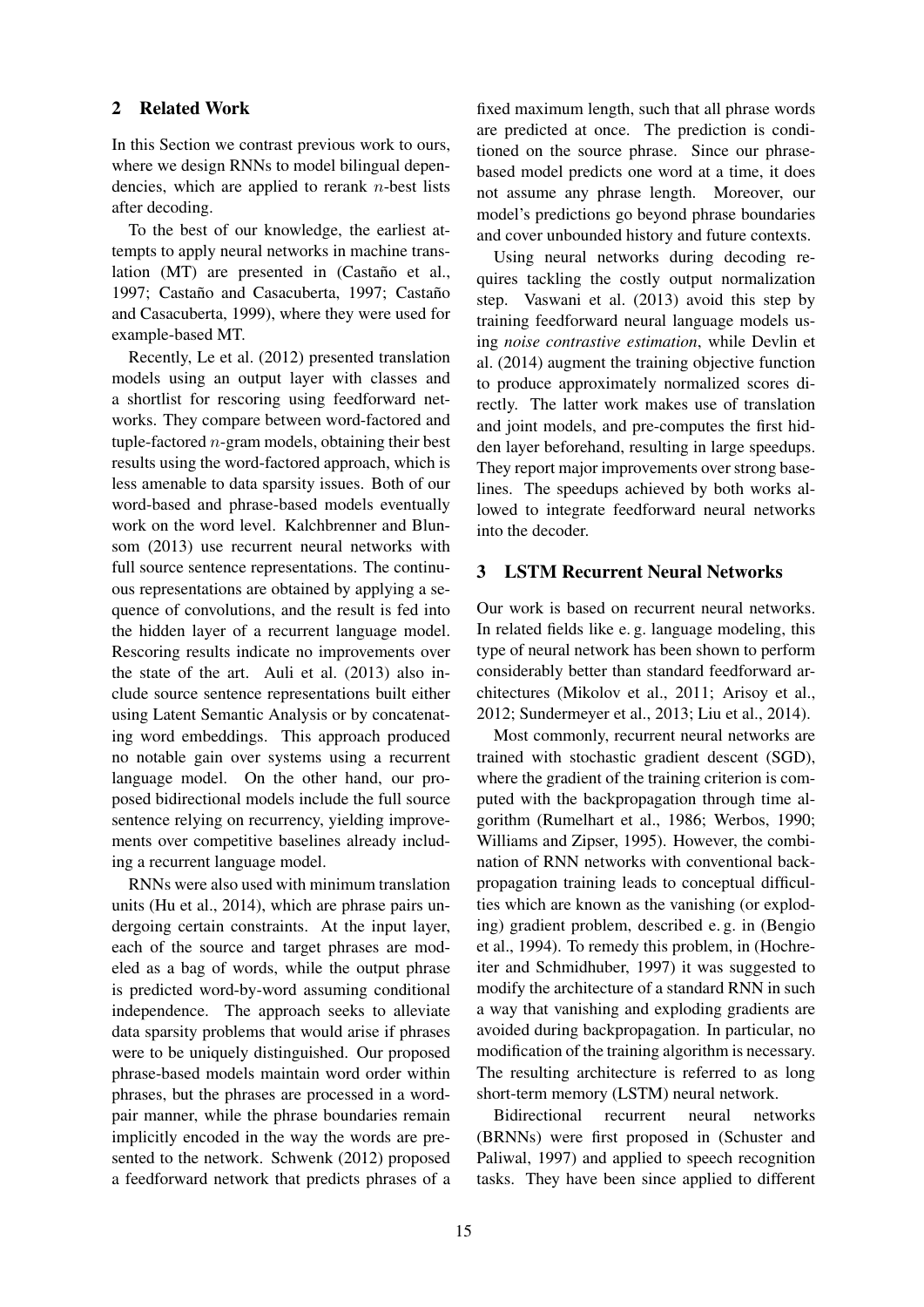## 2 Related Work

In this Section we contrast previous work to ours, where we design RNNs to model bilingual dependencies, which are applied to rerank $n$-best lists after decoding.

To the best of our knowledge, the earliest attempts to apply neural networks in machine translation (MT) are presented in (Castaño et al., 1997; Castaño and Casacuberta, 1997; Castaño and Casacuberta, 1999), where they were used for example-based MT.

Recently, Le et al. (2012) presented translation models using an output layer with classes and a shortlist for rescoring using feedforward networks. They compare between word-factored and tuple-factored $n$-gram models, obtaining their best results using the word-factored approach, which is less amenable to data sparsity issues. Both of our word-based and phrase-based models eventually work on the word level. Kalchbrenner and Blunsom (2013) use recurrent neural networks with full source sentence representations. The continuous representations are obtained by applying a sequence of convolutions, and the result is fed into the hidden layer of a recurrent language model. Rescoring results indicate no improvements over the state of the art. Auli et al. (2013) also include source sentence representations built either using Latent Semantic Analysis or by concatenating word embeddings. This approach produced no notable gain over systems using a recurrent language model. On the other hand, our proposed bidirectional models include the full source sentence relying on recurrency, yielding improvements over competitive baselines already including a recurrent language model.

RNNs were also used with minimum translation units (Hu et al., 2014), which are phrase pairs undergoing certain constraints. At the input layer, each of the source and target phrases are modeled as a bag of words, while the output phrase is predicted word-by-word assuming conditional independence. The approach seeks to alleviate data sparsity problems that would arise if phrases were to be uniquely distinguished. Our proposed phrase-based models maintain word order within phrases, but the phrases are processed in a word-pair manner, while the phrase boundaries remain implicitly encoded in the way the words are presented to the network. Schwenk (2012) proposed a feedforward network that predicts phrases of a fixed maximum length, such that all phrase words are predicted at once. The prediction is conditioned on the source phrase. Since our phrase-based model predicts one word at a time, it does not assume any phrase length. Moreover, our model's predictions go beyond phrase boundaries and cover unbounded history and future contexts.

Using neural networks during decoding requires tackling the costly output normalization step. Vaswani et al. (2013) avoid this step by training feedforward neural language models using *noise contrastive estimation*, while Devlin et al. (2014) augment the training objective function to produce approximately normalized scores directly. The latter work makes use of translation and joint models, and pre-computes the first hidden layer beforehand, resulting in large speedups. They report major improvements over strong baselines. The speedups achieved by both works allowed to integrate feedforward neural networks into the decoder.

## 3 LSTM Recurrent Neural Networks

Our work is based on recurrent neural networks. In related fields like e. g. language modeling, this type of neural network has been shown to perform considerably better than standard feedforward architectures (Mikolov et al., 2011; Arisoy et al., 2012; Sundermeyer et al., 2013; Liu et al., 2014).

Most commonly, recurrent neural networks are trained with stochastic gradient descent (SGD), where the gradient of the training criterion is computed with the backpropagation through time algorithm (Rumelhart et al., 1986; Werbos, 1990; Williams and Zipser, 1995). However, the combination of RNN networks with conventional backpropagation training leads to conceptual difficulties which are known as the vanishing (or exploding) gradient problem, described e. g. in (Bengio et al., 1994). To remedy this problem, in (Hochreiter and Schmidhuber, 1997) it was suggested to modify the architecture of a standard RNN in such a way that vanishing and exploding gradients are avoided during backpropagation. In particular, no modification of the training algorithm is necessary. The resulting architecture is referred to as long short-term memory (LSTM) neural network.

Bidirectional recurrent neural networks (BRNNs) were first proposed in (Schuster and Paliwal, 1997) and applied to speech recognition tasks. They have been since applied to different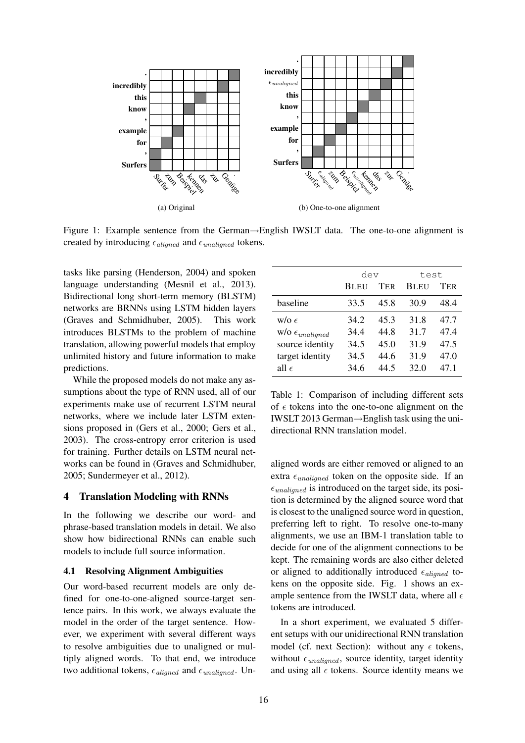(a) Original

(b) One-to-one alignment

Figure 1: Example sentence from the German→English IWSLT data. The one-to-one alignment is created by introducing $\epsilon_{aligned}$ and $\epsilon_{unaligned}$ tokens.

tasks like parsing (Henderson, 2004) and spoken language understanding (Mesnil et al., 2013). Bidirectional long short-term memory (BLSTM) networks are BRNNs using LSTM hidden layers (Graves and Schmidhuber, 2005). This work introduces BLSTMs to the problem of machine translation, allowing powerful models that employ unlimited history and future information to make predictions.

While the proposed models do not make any assumptions about the type of RNN used, all of our experiments make use of recurrent LSTM neural networks, where we include later LSTM extensions proposed in (Gers et al., 2000; Gers et al., 2003). The cross-entropy error criterion is used for training. Further details on LSTM neural networks can be found in (Graves and Schmidhuber, 2005; Sundermeyer et al., 2012).

## 4 Translation Modeling with RNNs

In the following we describe our word- and phrase-based translation models in detail. We also show how bidirectional RNNs can enable such models to include full source information.

### 4.1 Resolving Alignment Ambiguities

Our word-based recurrent models are only defined for one-to-one-aligned source-target sentence pairs. In this work, we always evaluate the model in the order of the target sentence. However, we experiment with several different ways to resolve ambiguities due to unaligned or multiply aligned words. To that end, we introduce two additional tokens, $\epsilon_{aligned}$ and $\epsilon_{unaligned}$. Unaligned words are either removed or aligned to an extra $\epsilon_{unaligned}$ token on the opposite side. If an $\epsilon_{unaligned}$ is introduced on the target side, its position is determined by the aligned source word that is closest to the unaligned source word in question, preferring left to right. To resolve one-to-many alignments, we use an IBM-1 translation table to decide for one of the alignment connections to be kept. The remaining words are also either deleted or aligned to additionally introduced $\epsilon_{aligned}$ tokens on the opposite side. Fig. 1 shows an example sentence from the IWSLT data, where all $\epsilon$ tokens are introduced.

| | dev | | test | |
|---|---|---|---|---|
| | BLEU | TER | BLEU | TER |
| baseline | 33.5 | 45.8 | 30.9 | 48.4 |
| w/o $\epsilon$ | 34.2 | 45.3 | 31.8 | 47.7 |
| w/o $\epsilon_{unaligned}$ | 34.4 | 44.8 | 31.7 | 47.4 |
| source identity | 34.5 | 45.0 | 31.9 | 47.5 |
| target identity | 34.5 | 44.6 | 31.9 | 47.0 |
| all $\epsilon$ | 34.6 | 44.5 | 32.0 | 47.1 |

Table 1: Comparison of including different sets of $\epsilon$ tokens into the one-to-one alignment on the IWSLT 2013 German→English task using the unidirectional RNN translation model.

In a short experiment, we evaluated 5 different setups with our unidirectional RNN translation model (cf. next Section): without any $\epsilon$ tokens, without $\epsilon_{unaligned}$, source identity, target identity and using all $\epsilon$ tokens. Source identity means we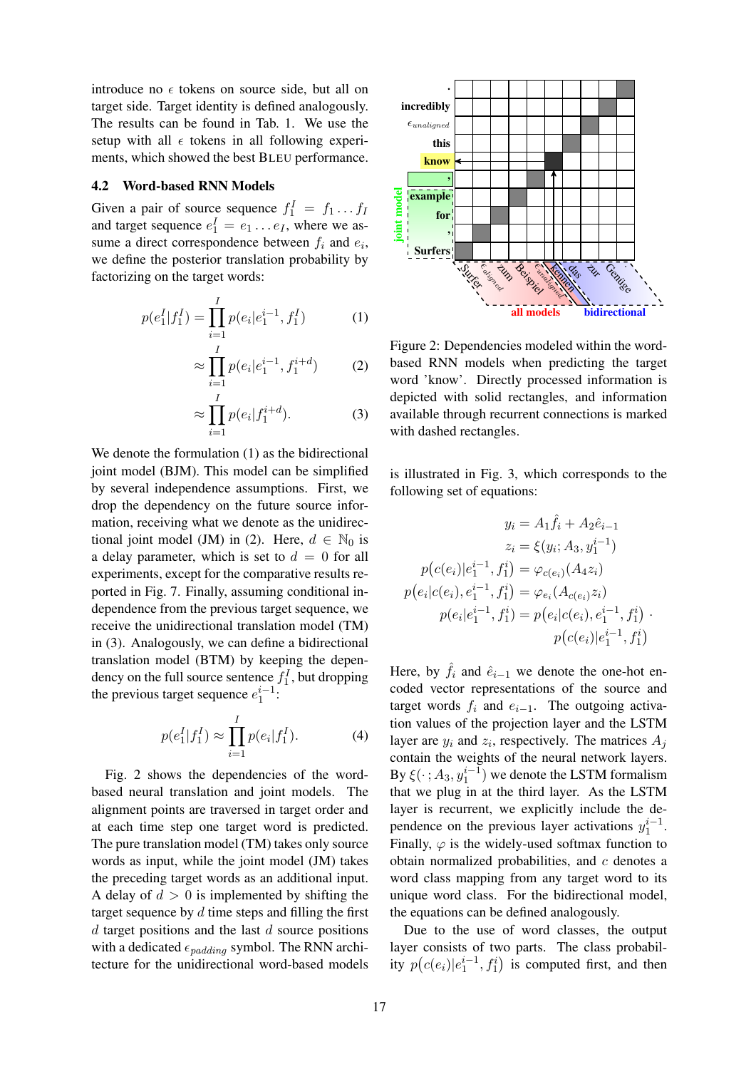introduce no $\epsilon$ tokens on source side, but all on target side. Target identity is defined analogously. The results can be found in Tab. 1. We use the setup with all $\epsilon$ tokens in all following experiments, which showed the best BLEU performance.

### 4.2 Word-based RNN Models

Given a pair of source sequence $f_1^I = f_1 \dots f_I$ and target sequence $e_1^I = e_1 \dots e_I$, where we assume a direct correspondence between $f_i$ and $e_i$, we define the posterior translation probability by factorizing on the target words:

$$p(e_1^I|f_1^I) = \prod_{i=1}^{I} p(e_i|e_1^{i-1}, f_1^I) \quad (1)$$

$$\approx \prod_{i=1}^{I} p(e_i|e_1^{i-1}, f_1^{i+d}) \quad (2)$$

$$\approx \prod_{i=1}^{I} p(e_i|f_1^{i+d}). \quad (3)$$

We denote the formulation (1) as the bidirectional joint model (BJM). This model can be simplified by several independence assumptions. First, we drop the dependency on the future source information, receiving what we denote as the unidirectional joint model (JM) in (2). Here, $d \in \mathbb{N}_0$ is a delay parameter, which is set to $d = 0$ for all experiments, except for the comparative results reported in Fig. 7. Finally, assuming conditional independence from the previous target sequence, we receive the unidirectional translation model (TM) in (3). Analogously, we can define a bidirectional translation model (BTM) by keeping the dependency on the full source sentence $f_1^I$, but dropping the previous target sequence $e_1^{i-1}$:

$$p(e_1^I|f_1^I) \approx \prod_{i=1}^{I} p(e_i|f_1^I). \quad (4)$$

Fig. 2 shows the dependencies of the word-based neural translation and joint models. The alignment points are traversed in target order and at each time step one target word is predicted. The pure translation model (TM) takes only source words as input, while the joint model (JM) takes the preceding target words as an additional input. A delay of $d > 0$ is implemented by shifting the target sequence by $d$ time steps and filling the first $d$ target positions and the last $d$ source positions with a dedicated $\epsilon_{padding}$ symbol. The RNN architecture for the unidirectional word-based models is illustrated in Fig. 3, which corresponds to the following set of equations:

Figure 2: Dependencies modeled within the word-based RNN models when predicting the target word 'know'. Directly processed information is depicted with solid rectangles, and information available through recurrent connections is marked with dashed rectangles.

$$y_i = A_1 \hat{f}_i + A_2 \hat{e}_{i-1}$$

$$z_i = \xi(y_i; A_3, y_1^{i-1})$$

$$p\big(c(e_i)|e_1^{i-1}, f_1^i\big) = \varphi_{c(e_i)}(A_4 z_i)$$

$$p\big(e_i|c(e_i), e_1^{i-1}, f_1^i\big) = \varphi_{e_i}(A_{c(e_i)} z_i)$$

$$p(e_i|e_1^{i-1}, f_1^i) = p\big(e_i|c(e_i), e_1^{i-1}, f_1^i\big) \cdot p\big(c(e_i)|e_1^{i-1}, f_1^i\big)$$

Here, by $\hat{f}_i$ and $\hat{e}_{i-1}$ we denote the one-hot encoded vector representations of the source and target words $f_i$ and $e_{i-1}$. The outgoing activation values of the projection layer and the LSTM layer are $y_i$ and $z_i$, respectively. The matrices $A_j$ contain the weights of the neural network layers. By $\xi(\cdot\,; A_3, y_1^{i-1})$ we denote the LSTM formalism that we plug in at the third layer. As the LSTM layer is recurrent, we explicitly include the dependence on the previous layer activations $y_1^{i-1}$. Finally, $\varphi$ is the widely-used softmax function to obtain normalized probabilities, and $c$ denotes a word class mapping from any target word to its unique word class. For the bidirectional model, the equations can be defined analogously.

Due to the use of word classes, the output layer consists of two parts. The class probability $p\big(c(e_i)|e_1^{i-1}, f_1^i\big)$ is computed first, and then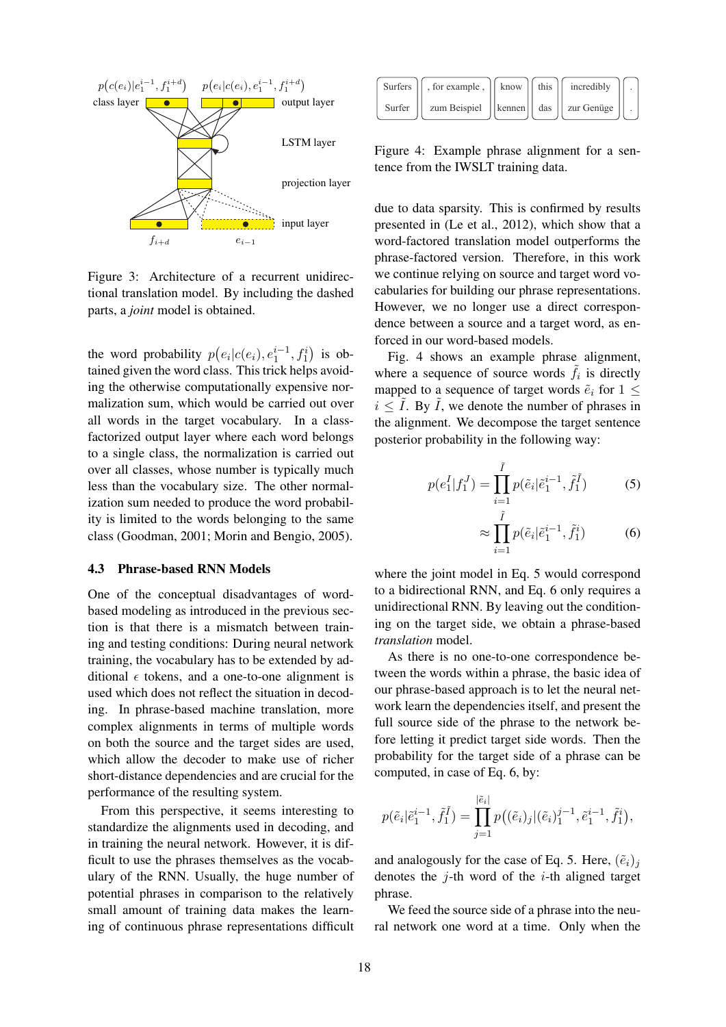Figure 3: Architecture of a recurrent unidirectional translation model. By including the dashed parts, a *joint* model is obtained.

the word probability $p\big(e_i|c(e_i), e_1^{i-1}, f_1^i\big)$ is obtained given the word class. This trick helps avoiding the otherwise computationally expensive normalization sum, which would be carried out over all words in the target vocabulary. In a class-factorized output layer where each word belongs to a single class, the normalization is carried out over all classes, whose number is typically much less than the vocabulary size. The other normalization sum needed to produce the word probability is limited to the words belonging to the same class (Goodman, 2001; Morin and Bengio, 2005).

### 4.3 Phrase-based RNN Models

One of the conceptual disadvantages of word-based modeling as introduced in the previous section is that there is a mismatch between training and testing conditions: During neural network training, the vocabulary has to be extended by additional $\epsilon$ tokens, and a one-to-one alignment is used which does not reflect the situation in decoding. In phrase-based machine translation, more complex alignments in terms of multiple words on both the source and the target sides are used, which allow the decoder to make use of richer short-distance dependencies and are crucial for the performance of the resulting system.

From this perspective, it seems interesting to standardize the alignments used in decoding, and in training the neural network. However, it is difficult to use the phrases themselves as the vocabulary of the RNN. Usually, the huge number of potential phrases in comparison to the relatively small amount of training data makes the learning of continuous phrase representations difficult due to data sparsity. This is confirmed by results presented in (Le et al., 2012), which show that a word-factored translation model outperforms the phrase-factored version. Therefore, in this work we continue relying on source and target word vocabularies for building our phrase representations. However, we no longer use a direct correspondence between a source and a target word, as enforced in our word-based models.

| Surfers | , for example , | know | this | incredibly | . |
|---|---|---|---|---|---|
| Surfer | zum Beispiel | kennen | das | zur Genüge | . |

Figure 4: Example phrase alignment for a sentence from the IWSLT training data.

Fig. 4 shows an example phrase alignment, where a sequence of source words $\tilde{f}_i$ is directly mapped to a sequence of target words $\tilde{e}_i$ for $1 \leq i \leq \tilde{I}$. By $\tilde{I}$, we denote the number of phrases in the alignment. We decompose the target sentence posterior probability in the following way:

$$p(e_1^I|f_1^J) = \prod_{i=1}^{\tilde{I}} p(\tilde{e}_i|\tilde{e}_1^{i-1}, \tilde{f}_1^{\tilde{I}}) \tag{5}$$

$$\approx \prod_{i=1}^{\tilde{I}} p(\tilde{e}_i|\tilde{e}_1^{i-1}, \tilde{f}_1^{i}) \tag{6}$$

where the joint model in Eq. 5 would correspond to a bidirectional RNN, and Eq. 6 only requires a unidirectional RNN. By leaving out the conditioning on the target side, we obtain a phrase-based *translation* model.

As there is no one-to-one correspondence between the words within a phrase, the basic idea of our phrase-based approach is to let the neural network learn the dependencies itself, and present the full source side of the phrase to the network before letting it predict target side words. Then the probability for the target side of a phrase can be computed, in case of Eq. 6, by:

$$p(\tilde{e}_i|\tilde{e}_1^{i-1}, \tilde{f}_1^{\tilde{I}}) = \prod_{j=1}^{|\tilde{e}_i|} p\big((\tilde{e}_i)_j|(\tilde{e}_i)_1^{j-1}, \tilde{e}_1^{i-1}, \tilde{f}_1^{i}\big),$$

and analogously for the case of Eq. 5. Here, $(\tilde{e}_i)_j$ denotes the $j$-th word of the $i$-th aligned target phrase.

We feed the source side of a phrase into the neural network one word at a time. Only when the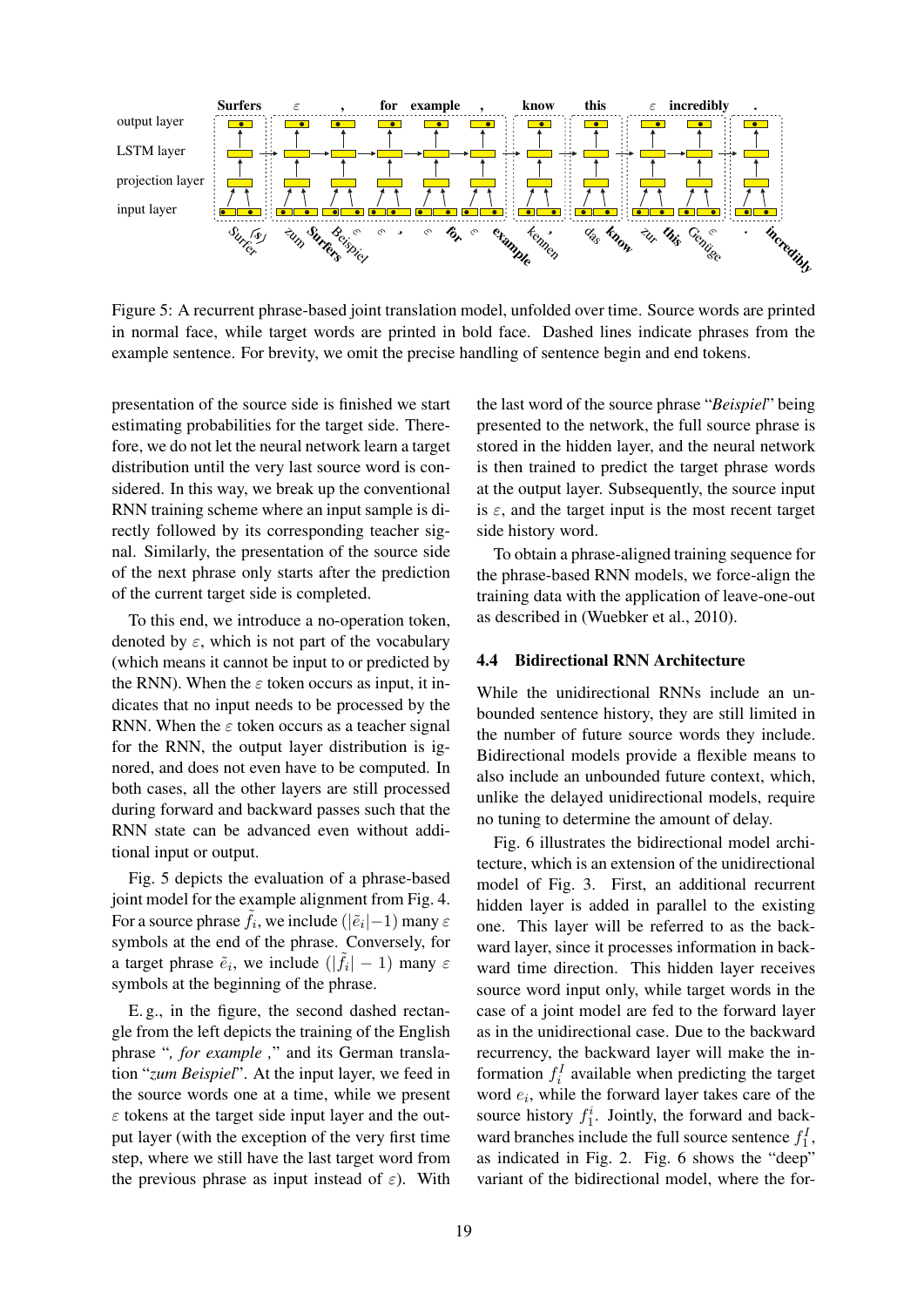Figure 5: A recurrent phrase-based joint translation model, unfolded over time. Source words are printed in normal face, while target words are printed in bold face. Dashed lines indicate phrases from the example sentence. For brevity, we omit the precise handling of sentence begin and end tokens.

presentation of the source side is finished we start estimating probabilities for the target side. Therefore, we do not let the neural network learn a target distribution until the very last source word is considered. In this way, we break up the conventional RNN training scheme where an input sample is directly followed by its corresponding teacher signal. Similarly, the presentation of the source side of the next phrase only starts after the prediction of the current target side is completed.

To this end, we introduce a no-operation token, denoted by $\varepsilon$, which is not part of the vocabulary (which means it cannot be input to or predicted by the RNN). When the $\varepsilon$ token occurs as input, it indicates that no input needs to be processed by the RNN. When the $\varepsilon$ token occurs as a teacher signal for the RNN, the output layer distribution is ignored, and does not even have to be computed. In both cases, all the other layers are still processed during forward and backward passes such that the RNN state can be advanced even without additional input or output.

Fig. 5 depicts the evaluation of a phrase-based joint model for the example alignment from Fig. 4. For a source phrase $\tilde{f}_i$, we include $(|\tilde{e}_i|-1)$ many $\varepsilon$ symbols at the end of the phrase. Conversely, for a target phrase $\tilde{e}_i$, we include $(|\tilde{f}_i|-1)$ many $\varepsilon$ symbols at the beginning of the phrase.

E. g., in the figure, the second dashed rectangle from the left depicts the training of the English phrase "*, for example ,*" and its German translation "*zum Beispiel*". At the input layer, we feed in the source words one at a time, while we present $\varepsilon$ tokens at the target side input layer and the output layer (with the exception of the very first time step, where we still have the last target word from the previous phrase as input instead of $\varepsilon$). With the last word of the source phrase "*Beispiel*" being presented to the network, the full source phrase is stored in the hidden layer, and the neural network is then trained to predict the target phrase words at the output layer. Subsequently, the source input is $\varepsilon$, and the target input is the most recent target side history word.

To obtain a phrase-aligned training sequence for the phrase-based RNN models, we force-align the training data with the application of leave-one-out as described in (Wuebker et al., 2010).

### 4.4 Bidirectional RNN Architecture

While the unidirectional RNNs include an unbounded sentence history, they are still limited in the number of future source words they include. Bidirectional models provide a flexible means to also include an unbounded future context, which, unlike the delayed unidirectional models, require no tuning to determine the amount of delay.

Fig. 6 illustrates the bidirectional model architecture, which is an extension of the unidirectional model of Fig. 3. First, an additional recurrent hidden layer is added in parallel to the existing one. This layer will be referred to as the backward layer, since it processes information in backward time direction. This hidden layer receives source word input only, while target words in the case of a joint model are fed to the forward layer as in the unidirectional case. Due to the backward recurrency, the backward layer will make the information $f_i^I$ available when predicting the target word $e_i$, while the forward layer takes care of the source history $f_1^i$. Jointly, the forward and backward branches include the full source sentence $f_1^I$, as indicated in Fig. 2. Fig. 6 shows the "deep" variant of the bidirectional model, where the for-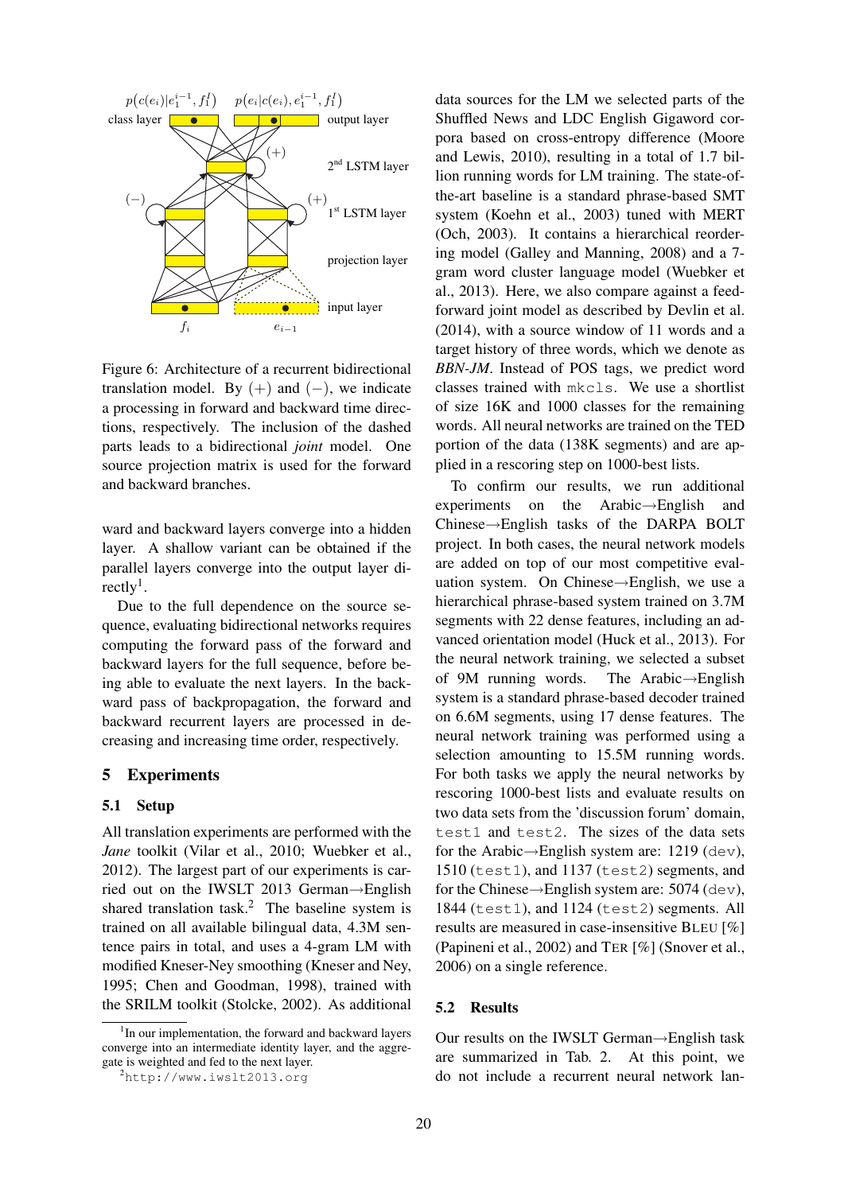Figure 6: Architecture of a recurrent bidirectional translation model. By $(+)$ and $(-)$, we indicate a processing in forward and backward time directions, respectively. The inclusion of the dashed parts leads to a bidirectional *joint* model. One source projection matrix is used for the forward and backward branches.

ward and backward layers converge into a hidden layer. A shallow variant can be obtained if the parallel layers converge into the output layer directly[1].

Due to the full dependence on the source sequence, evaluating bidirectional networks requires computing the forward pass of the forward and backward layers for the full sequence, before being able to evaluate the next layers. In the backward pass of backpropagation, the forward and backward recurrent layers are processed in decreasing and increasing time order, respectively.

## 5 Experiments

### 5.1 Setup

All translation experiments are performed with the *Jane* toolkit (Vilar et al., 2010; Wuebker et al., 2012). The largest part of our experiments is carried out on the IWSLT 2013 German→English shared translation task.[2] The baseline system is trained on all available bilingual data, 4.3M sentence pairs in total, and uses a 4-gram LM with modified Kneser-Ney smoothing (Kneser and Ney, 1995; Chen and Goodman, 1998), trained with the SRILM toolkit (Stolcke, 2002). As additional data sources for the LM we selected parts of the Shuffled News and LDC English Gigaword corpora based on cross-entropy difference (Moore and Lewis, 2010), resulting in a total of 1.7 billion running words for LM training. The state-of-the-art baseline is a standard phrase-based SMT system (Koehn et al., 2003) tuned with MERT (Och, 2003). It contains a hierarchical reordering model (Galley and Manning, 2008) and a 7-gram word cluster language model (Wuebker et al., 2013). Here, we also compare against a feed-forward joint model as described by Devlin et al. (2014), with a source window of 11 words and a target history of three words, which we denote as *BBN-JM*. Instead of POS tags, we predict word classes trained with `mkcls`. We use a shortlist of size 16K and 1000 classes for the remaining words. All neural networks are trained on the TED portion of the data (138K segments) and are applied in a rescoring step on 1000-best lists.

To confirm our results, we run additional experiments on the Arabic→English and Chinese→English tasks of the DARPA BOLT project. In both cases, the neural network models are added on top of our most competitive evaluation system. On Chinese→English, we use a hierarchical phrase-based system trained on 3.7M segments with 22 dense features, including an advanced orientation model (Huck et al., 2013). For the neural network training, we selected a subset of 9M running words. The Arabic→English system is a standard phrase-based decoder trained on 6.6M segments, using 17 dense features. The neural network training was performed using a selection amounting to 15.5M running words. For both tasks we apply the neural networks by rescoring 1000-best lists and evaluate results on two data sets from the 'discussion forum' domain, `test1` and `test2`. The sizes of the data sets for the Arabic→English system are: 1219 (`dev`), 1510 (`test1`), and 1137 (`test2`) segments, and for the Chinese→English system are: 5074 (`dev`), 1844 (`test1`), and 1124 (`test2`) segments. All results are measured in case-insensitive BLEU [%] (Papineni et al., 2002) and TER [%] (Snover et al., 2006) on a single reference.

### 5.2 Results

Our results on the IWSLT German→English task are summarized in Tab. 2. At this point, we do not include a recurrent neural network lan-

[1] In our implementation, the forward and backward layers converge into an intermediate identity layer, and the aggregate is weighted and fed to the next layer.

[2] http://www.iwslt2013.org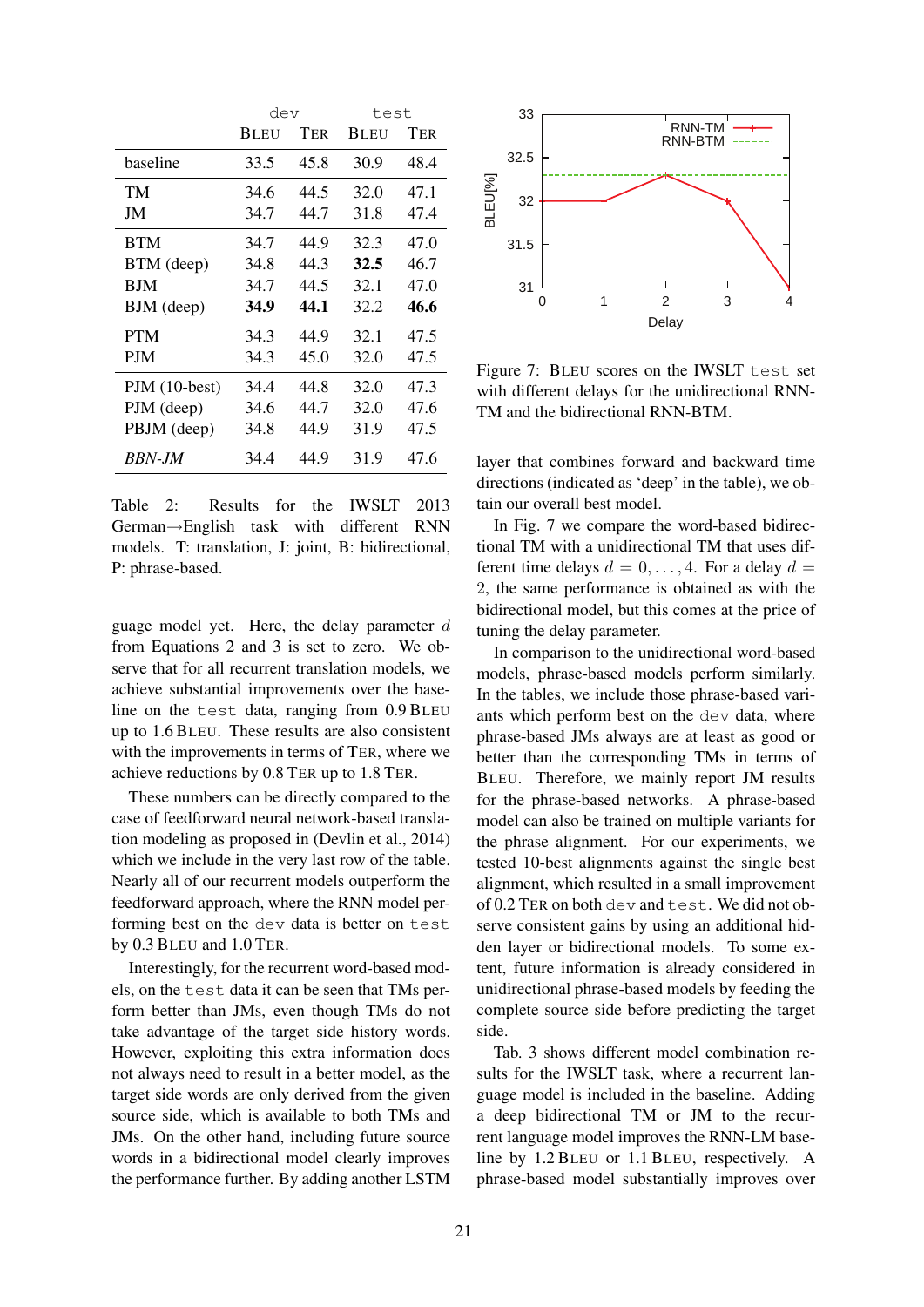|  | dev |  | test |  |
|---|---|---|---|---|
|  | BLEU | TER | BLEU | TER |
| baseline | 33.5 | 45.8 | 30.9 | 48.4 |
| TM | 34.6 | 44.5 | 32.0 | 47.1 |
| JM | 34.7 | 44.7 | 31.8 | 47.4 |
| BTM | 34.7 | 44.9 | 32.3 | 47.0 |
| BTM (deep) | 34.8 | 44.3 | **32.5** | 46.7 |
| BJM | 34.7 | 44.5 | 32.1 | 47.0 |
| BJM (deep) | **34.9** | **44.1** | 32.2 | **46.6** |
| PTM | 34.3 | 44.9 | 32.1 | 47.5 |
| PJM | 34.3 | 45.0 | 32.0 | 47.5 |
| PJM (10-best) | 34.4 | 44.8 | 32.0 | 47.3 |
| PJM (deep) | 34.6 | 44.7 | 32.0 | 47.6 |
| PBJM (deep) | 34.8 | 44.9 | 31.9 | 47.5 |
| *BBN-JM* | 34.4 | 44.9 | 31.9 | 47.6 |

Table 2: Results for the IWSLT 2013 German→English task with different RNN models. T: translation, J: joint, B: bidirectional, P: phrase-based.

guage model yet. Here, the delay parameter $d$ from Equations 2 and 3 is set to zero. We observe that for all recurrent translation models, we achieve substantial improvements over the baseline on the test data, ranging from 0.9 BLEU up to 1.6 BLEU. These results are also consistent with the improvements in terms of TER, where we achieve reductions by 0.8 TER up to 1.8 TER.

These numbers can be directly compared to the case of feedforward neural network-based translation modeling as proposed in (Devlin et al., 2014) which we include in the very last row of the table. Nearly all of our recurrent models outperform the feedforward approach, where the RNN model performing best on the dev data is better on test by 0.3 BLEU and 1.0 TER.

Interestingly, for the recurrent word-based models, on the test data it can be seen that TMs perform better than JMs, even though TMs do not take advantage of the target side history words. However, exploiting this extra information does not always need to result in a better model, as the target side words are only derived from the given source side, which is available to both TMs and JMs. On the other hand, including future source words in a bidirectional model clearly improves the performance further. By adding another LSTM layer that combines forward and backward time directions (indicated as 'deep' in the table), we obtain our overall best model.

Figure 7: BLEU scores on the IWSLT test set with different delays for the unidirectional RNN-TM and the bidirectional RNN-BTM.

In Fig. 7 we compare the word-based bidirectional TM with a unidirectional TM that uses different time delays $d = 0, \ldots, 4$. For a delay $d = 2$, the same performance is obtained as with the bidirectional model, but this comes at the price of tuning the delay parameter.

In comparison to the unidirectional word-based models, phrase-based models perform similarly. In the tables, we include those phrase-based variants which perform best on the dev data, where phrase-based JMs always are at least as good or better than the corresponding TMs in terms of BLEU. Therefore, we mainly report JM results for the phrase-based networks. A phrase-based model can also be trained on multiple variants for the phrase alignment. For our experiments, we tested 10-best alignments against the single best alignment, which resulted in a small improvement of 0.2 TER on both dev and test. We did not observe consistent gains by using an additional hidden layer or bidirectional models. To some extent, future information is already considered in unidirectional phrase-based models by feeding the complete source side before predicting the target side.

Tab. 3 shows different model combination results for the IWSLT task, where a recurrent language model is included in the baseline. Adding a deep bidirectional TM or JM to the recurrent language model improves the RNN-LM baseline by 1.2 BLEU or 1.1 BLEU, respectively. A phrase-based model substantially improves over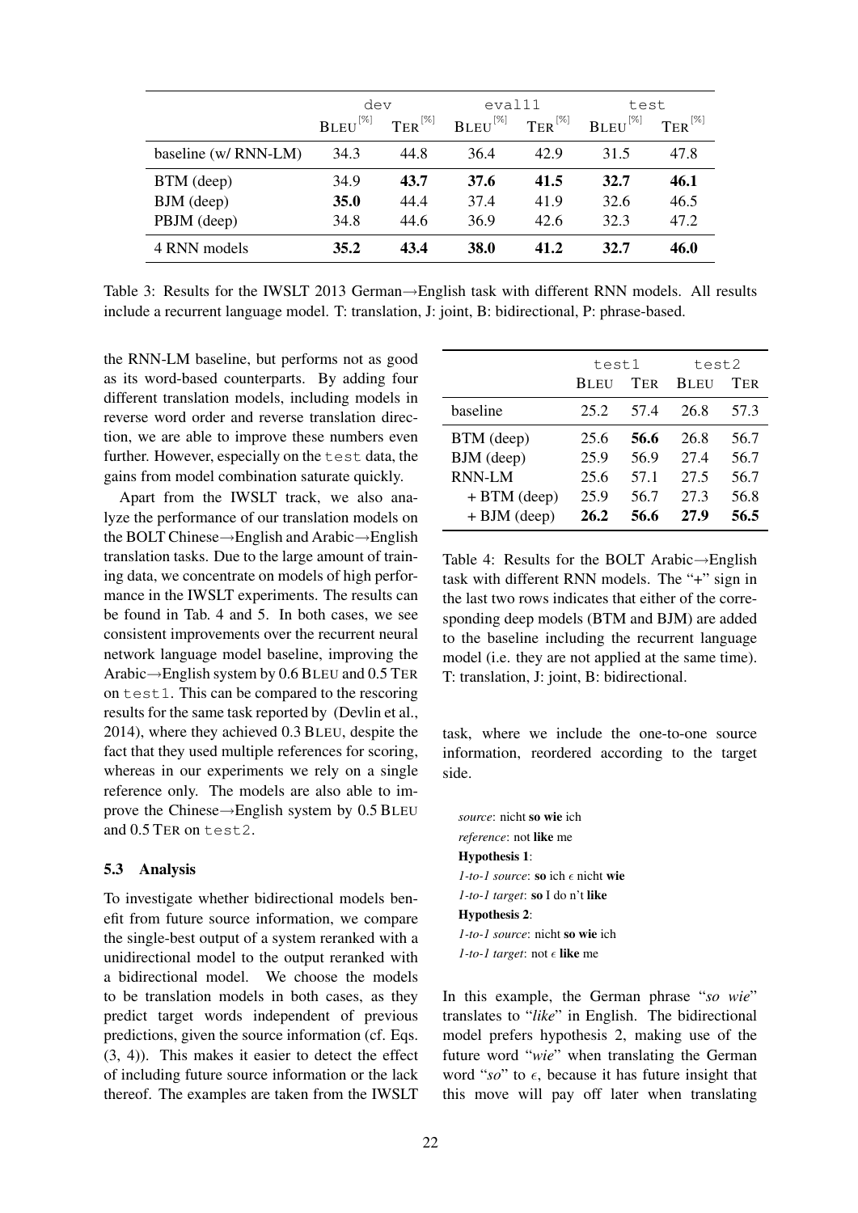| | dev | | eval11 | | test | |
|---|---|---|---|---|---|---|
| | BLEU [%] | TER [%] | BLEU [%] | TER [%] | BLEU [%] | TER [%] |
| baseline (w/ RNN-LM) | 34.3 | 44.8 | 36.4 | 42.9 | 31.5 | 47.8 |
| BTM (deep) | 34.9 | **43.7** | **37.6** | **41.5** | **32.7** | **46.1** |
| BJM (deep) | **35.0** | 44.4 | 37.4 | 41.9 | 32.6 | 46.5 |
| PBJM (deep) | 34.8 | 44.6 | 36.9 | 42.6 | 32.3 | 47.2 |
| 4 RNN models | **35.2** | **43.4** | **38.0** | **41.2** | **32.7** | **46.0** |

Table 3: Results for the IWSLT 2013 German→English task with different RNN models. All results include a recurrent language model. T: translation, J: joint, B: bidirectional, P: phrase-based.

the RNN-LM baseline, but performs not as good as its word-based counterparts. By adding four different translation models, including models in reverse word order and reverse translation direction, we are able to improve these numbers even further. However, especially on the test data, the gains from model combination saturate quickly.

Apart from the IWSLT track, we also analyze the performance of our translation models on the BOLT Chinese→English and Arabic→English translation tasks. Due to the large amount of training data, we concentrate on models of high performance in the IWSLT experiments. The results can be found in Tab. 4 and 5. In both cases, we see consistent improvements over the recurrent neural network language model baseline, improving the Arabic→English system by 0.6 BLEU and 0.5 TER on test1. This can be compared to the rescoring results for the same task reported by (Devlin et al., 2014), where they achieved 0.3 BLEU, despite the fact that they used multiple references for scoring, whereas in our experiments we rely on a single reference only. The models are also able to improve the Chinese→English system by 0.5 BLEU and 0.5 TER on test2.

| | test1 | | test2 | |
|---|---|---|---|---|
| | BLEU | TER | BLEU | TER |
| baseline | 25.2 | 57.4 | 26.8 | 57.3 |
| BTM (deep) | 25.6 | **56.6** | 26.8 | 56.7 |
| BJM (deep) | 25.9 | 56.9 | 27.4 | 56.7 |
| RNN-LM | 25.6 | 57.1 | 27.5 | 56.7 |
| + BTM (deep) | 25.9 | 56.7 | 27.3 | 56.8 |
| + BJM (deep) | **26.2** | **56.6** | **27.9** | **56.5** |

Table 4: Results for the BOLT Arabic→English task with different RNN models. The "+" sign in the last two rows indicates that either of the corresponding deep models (BTM and BJM) are added to the baseline including the recurrent language model (i.e. they are not applied at the same time). T: translation, J: joint, B: bidirectional.

### 5.3 Analysis

To investigate whether bidirectional models benefit from future source information, we compare the single-best output of a system reranked with a unidirectional model to the output reranked with a bidirectional model. We choose the models to be translation models in both cases, as they predict target words independent of previous predictions, given the source information (cf. Eqs. (3, 4)). This makes it easier to detect the effect of including future source information or the lack thereof. The examples are taken from the IWSLT task, where we include the one-to-one source information, reordered according to the target side.

*source*: nicht **so wie** ich
*reference*: not **like** me
**Hypothesis 1**:
*1-to-1 source*: **so** ich $\epsilon$ nicht **wie**
*1-to-1 target*: **so** I do n't **like**
**Hypothesis 2**:
*1-to-1 source*: nicht **so wie** ich
*1-to-1 target*: not $\epsilon$ **like** me

In this example, the German phrase "*so wie*" translates to "*like*" in English. The bidirectional model prefers hypothesis 2, making use of the future word "*wie*" when translating the German word "*so*" to $\epsilon$, because it has future insight that this move will pay off later when translating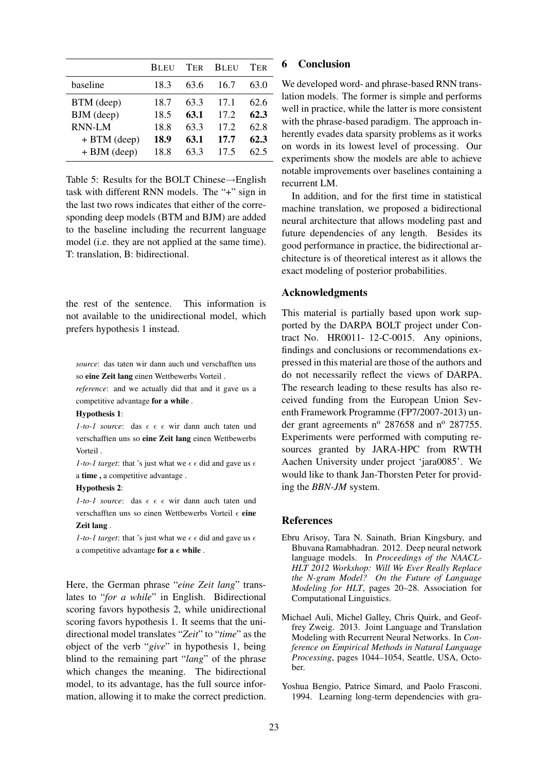| | BLEU | TER | BLEU | TER |
|---|---|---|---|---|
| baseline | 18.3 | 63.6 | 16.7 | 63.0 |
| BTM (deep) | 18.7 | 63.3 | 17.1 | 62.6 |
| BJM (deep) | 18.5 | **63.1** | 17.2 | **62.3** |
| RNN-LM | 18.8 | 63.3 | 17.2 | 62.8 |
| + BTM (deep) | **18.9** | **63.1** | **17.7** | **62.3** |
| + BJM (deep) | 18.8 | 63.3 | 17.5 | 62.5 |

Table 5: Results for the BOLT Chinese→English task with different RNN models. The "+" sign in the last two rows indicates that either of the corresponding deep models (BTM and BJM) are added to the baseline including the recurrent language model (i.e. they are not applied at the same time). T: translation, B: bidirectional.

the rest of the sentence. This information is not available to the unidirectional model, which prefers hypothesis 1 instead.

*source*: das taten wir dann auch und verschafften uns so **eine Zeit lang** einen Wettbewerbs Vorteil .

*reference*: and we actually did that and it gave us a competitive advantage **for a while** .

**Hypothesis 1**:

*1-to-1 source*: das $\epsilon$ $\epsilon$ $\epsilon$ wir dann auch taten und verschafften uns so **eine Zeit lang** einen Wettbewerbs Vorteil .

*1-to-1 target*: that 's just what we $\epsilon$ $\epsilon$ did and gave us $\epsilon$ a **time ,** a competitive advantage .

**Hypothesis 2**:

*1-to-1 source*: das $\epsilon$ $\epsilon$ $\epsilon$ wir dann auch taten und verschafften uns so einen Wettbewerbs Vorteil $\epsilon$ **eine Zeit lang** .

*1-to-1 target*: that 's just what we $\epsilon$ $\epsilon$ did and gave us $\epsilon$ a competitive advantage **for a** $\epsilon$ **while** .

Here, the German phrase "*eine Zeit lang*" translates to "*for a while*" in English. Bidirectional scoring favors hypothesis 2, while unidirectional scoring favors hypothesis 1. It seems that the unidirectional model translates "*Zeit*" to "*time*" as the object of the verb "*give*" in hypothesis 1, being blind to the remaining part "*lang*" of the phrase which changes the meaning. The bidirectional model, to its advantage, has the full source information, allowing it to make the correct prediction.

## 6 Conclusion

We developed word- and phrase-based RNN translation models. The former is simple and performs well in practice, while the latter is more consistent with the phrase-based paradigm. The approach inherently evades data sparsity problems as it works on words in its lowest level of processing. Our experiments show the models are able to achieve notable improvements over baselines containing a recurrent LM.

In addition, and for the first time in statistical machine translation, we proposed a bidirectional neural architecture that allows modeling past and future dependencies of any length. Besides its good performance in practice, the bidirectional architecture is of theoretical interest as it allows the exact modeling of posterior probabilities.

## Acknowledgments

This material is partially based upon work supported by the DARPA BOLT project under Contract No. HR0011- 12-C-0015. Any opinions, findings and conclusions or recommendations expressed in this material are those of the authors and do not necessarily reflect the views of DARPA. The research leading to these results has also received funding from the European Union Seventh Framework Programme (FP7/2007-2013) under grant agreements n° 287658 and n° 287755. Experiments were performed with computing resources granted by JARA-HPC from RWTH Aachen University under project 'jara0085'. We would like to thank Jan-Thorsten Peter for providing the *BBN-JM* system.

## References

Ebru Arisoy, Tara N. Sainath, Brian Kingsbury, and Bhuvana Ramabhadran. 2012. Deep neural network language models. In *Proceedings of the NAACL-HLT 2012 Workshop: Will We Ever Really Replace the N-gram Model? On the Future of Language Modeling for HLT*, pages 20–28. Association for Computational Linguistics.

Michael Auli, Michel Galley, Chris Quirk, and Geoffrey Zweig. 2013. Joint Language and Translation Modeling with Recurrent Neural Networks. In *Conference on Empirical Methods in Natural Language Processing*, pages 1044–1054, Seattle, USA, October.

Yoshua Bengio, Patrice Simard, and Paolo Frasconi. 1994. Learning long-term dependencies with gra-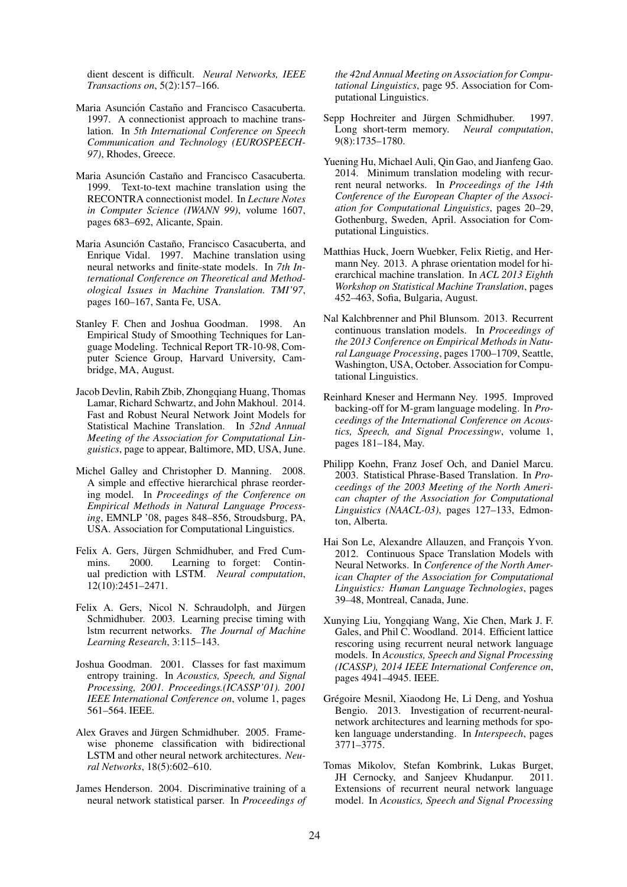dient descent is difficult. *Neural Networks, IEEE Transactions on*, 5(2):157–166.

Maria Asunción Castaño and Francisco Casacuberta. 1997. A connectionist approach to machine translation. In *5th International Conference on Speech Communication and Technology (EUROSPEECH-97)*, Rhodes, Greece.

Maria Asunción Castaño and Francisco Casacuberta. 1999. Text-to-text machine translation using the RECONTRA connectionist model. In *Lecture Notes in Computer Science (IWANN 99)*, volume 1607, pages 683–692, Alicante, Spain.

Maria Asunción Castaño, Francisco Casacuberta, and Enrique Vidal. 1997. Machine translation using neural networks and finite-state models. In *7th International Conference on Theoretical and Methodological Issues in Machine Translation. TMI'97*, pages 160–167, Santa Fe, USA.

Stanley F. Chen and Joshua Goodman. 1998. An Empirical Study of Smoothing Techniques for Language Modeling. Technical Report TR-10-98, Computer Science Group, Harvard University, Cambridge, MA, August.

Jacob Devlin, Rabih Zbib, Zhongqiang Huang, Thomas Lamar, Richard Schwartz, and John Makhoul. 2014. Fast and Robust Neural Network Joint Models for Statistical Machine Translation. In *52nd Annual Meeting of the Association for Computational Linguistics*, page to appear, Baltimore, MD, USA, June.

Michel Galley and Christopher D. Manning. 2008. A simple and effective hierarchical phrase reordering model. In *Proceedings of the Conference on Empirical Methods in Natural Language Processing*, EMNLP '08, pages 848–856, Stroudsburg, PA, USA. Association for Computational Linguistics.

Felix A. Gers, Jürgen Schmidhuber, and Fred Cummins. 2000. Learning to forget: Continual prediction with LSTM. *Neural computation*, 12(10):2451–2471.

Felix A. Gers, Nicol N. Schraudolph, and Jürgen Schmidhuber. 2003. Learning precise timing with lstm recurrent networks. *The Journal of Machine Learning Research*, 3:115–143.

Joshua Goodman. 2001. Classes for fast maximum entropy training. In *Acoustics, Speech, and Signal Processing, 2001. Proceedings.(ICASSP'01). 2001 IEEE International Conference on*, volume 1, pages 561–564. IEEE.

Alex Graves and Jürgen Schmidhuber. 2005. Framewise phoneme classification with bidirectional LSTM and other neural network architectures. *Neural Networks*, 18(5):602–610.

James Henderson. 2004. Discriminative training of a neural network statistical parser. In *Proceedings of the 42nd Annual Meeting on Association for Computational Linguistics*, page 95. Association for Computational Linguistics.

Sepp Hochreiter and Jürgen Schmidhuber. 1997. Long short-term memory. *Neural computation*, 9(8):1735–1780.

Yuening Hu, Michael Auli, Qin Gao, and Jianfeng Gao. 2014. Minimum translation modeling with recurrent neural networks. In *Proceedings of the 14th Conference of the European Chapter of the Association for Computational Linguistics*, pages 20–29, Gothenburg, Sweden, April. Association for Computational Linguistics.

Matthias Huck, Joern Wuebker, Felix Rietig, and Hermann Ney. 2013. A phrase orientation model for hierarchical machine translation. In *ACL 2013 Eighth Workshop on Statistical Machine Translation*, pages 452–463, Sofia, Bulgaria, August.

Nal Kalchbrenner and Phil Blunsom. 2013. Recurrent continuous translation models. In *Proceedings of the 2013 Conference on Empirical Methods in Natural Language Processing*, pages 1700–1709, Seattle, Washington, USA, October. Association for Computational Linguistics.

Reinhard Kneser and Hermann Ney. 1995. Improved backing-off for M-gram language modeling. In *Proceedings of the International Conference on Acoustics, Speech, and Signal Processingw*, volume 1, pages 181–184, May.

Philipp Koehn, Franz Josef Och, and Daniel Marcu. 2003. Statistical Phrase-Based Translation. In *Proceedings of the 2003 Meeting of the North American chapter of the Association for Computational Linguistics (NAACL-03)*, pages 127–133, Edmonton, Alberta.

Hai Son Le, Alexandre Allauzen, and François Yvon. 2012. Continuous Space Translation Models with Neural Networks. In *Conference of the North American Chapter of the Association for Computational Linguistics: Human Language Technologies*, pages 39–48, Montreal, Canada, June.

Xunying Liu, Yongqiang Wang, Xie Chen, Mark J. F. Gales, and Phil C. Woodland. 2014. Efficient lattice rescoring using recurrent neural network language models. In *Acoustics, Speech and Signal Processing (ICASSP), 2014 IEEE International Conference on*, pages 4941–4945. IEEE.

Grégoire Mesnil, Xiaodong He, Li Deng, and Yoshua Bengio. 2013. Investigation of recurrent-neural-network architectures and learning methods for spoken language understanding. In *Interspeech*, pages 3771–3775.

Tomas Mikolov, Stefan Kombrink, Lukas Burget, JH Cernocky, and Sanjeev Khudanpur. 2011. Extensions of recurrent neural network language model. In *Acoustics, Speech and Signal Processing*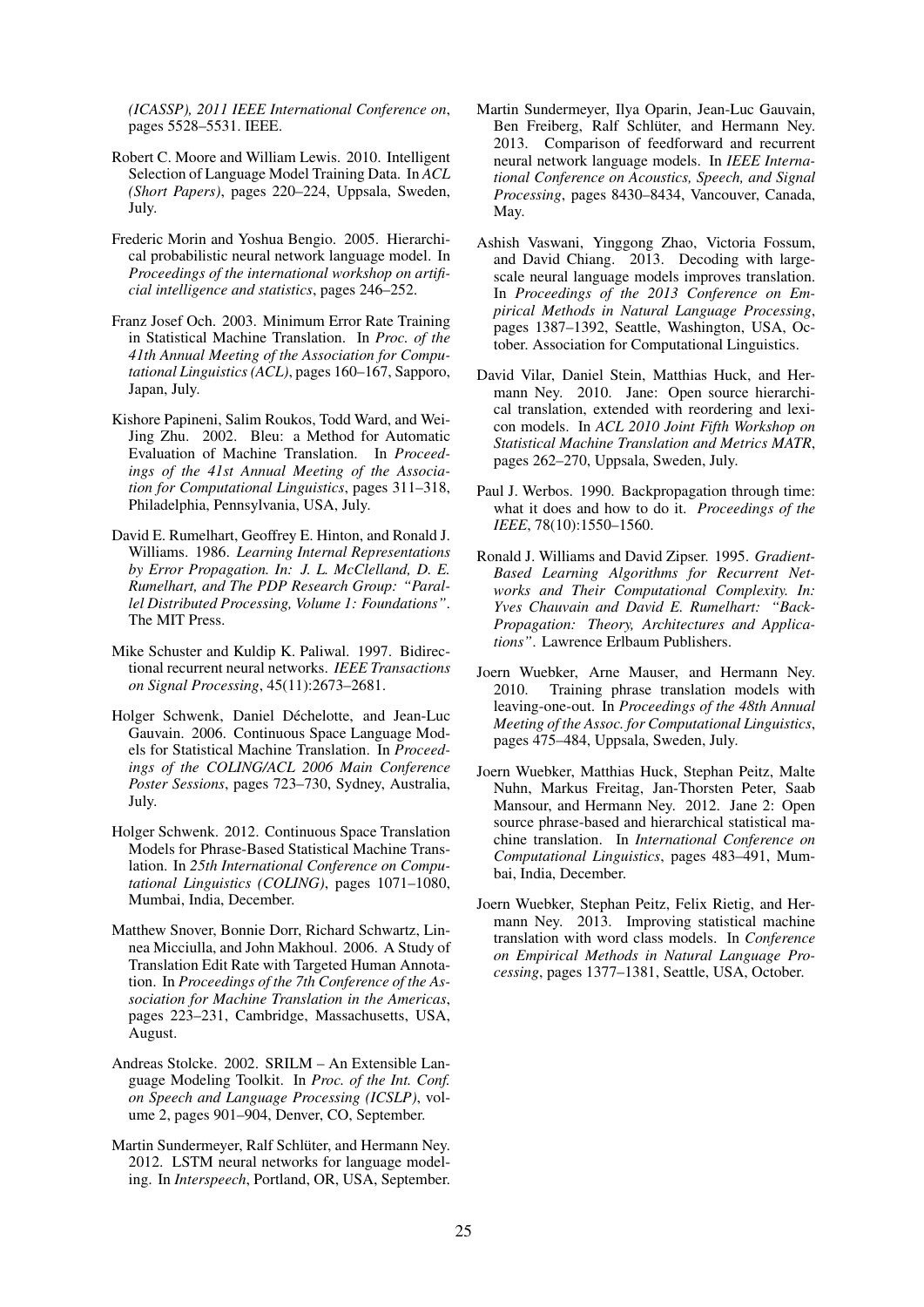*(ICASSP), 2011 IEEE International Conference on*, pages 5528–5531. IEEE.

Robert C. Moore and William Lewis. 2010. Intelligent Selection of Language Model Training Data. In *ACL (Short Papers)*, pages 220–224, Uppsala, Sweden, July.

Frederic Morin and Yoshua Bengio. 2005. Hierarchical probabilistic neural network language model. In *Proceedings of the international workshop on artificial intelligence and statistics*, pages 246–252.

Franz Josef Och. 2003. Minimum Error Rate Training in Statistical Machine Translation. In *Proc. of the 41th Annual Meeting of the Association for Computational Linguistics (ACL)*, pages 160–167, Sapporo, Japan, July.

Kishore Papineni, Salim Roukos, Todd Ward, and Wei-Jing Zhu. 2002. Bleu: a Method for Automatic Evaluation of Machine Translation. In *Proceedings of the 41st Annual Meeting of the Association for Computational Linguistics*, pages 311–318, Philadelphia, Pennsylvania, USA, July.

David E. Rumelhart, Geoffrey E. Hinton, and Ronald J. Williams. 1986. *Learning Internal Representations by Error Propagation. In: J. L. McClelland, D. E. Rumelhart, and The PDP Research Group: "Parallel Distributed Processing, Volume 1: Foundations"*. The MIT Press.

Mike Schuster and Kuldip K. Paliwal. 1997. Bidirectional recurrent neural networks. *IEEE Transactions on Signal Processing*, 45(11):2673–2681.

Holger Schwenk, Daniel Déchelotte, and Jean-Luc Gauvain. 2006. Continuous Space Language Models for Statistical Machine Translation. In *Proceedings of the COLING/ACL 2006 Main Conference Poster Sessions*, pages 723–730, Sydney, Australia, July.

Holger Schwenk. 2012. Continuous Space Translation Models for Phrase-Based Statistical Machine Translation. In *25th International Conference on Computational Linguistics (COLING)*, pages 1071–1080, Mumbai, India, December.

Matthew Snover, Bonnie Dorr, Richard Schwartz, Linnea Micciulla, and John Makhoul. 2006. A Study of Translation Edit Rate with Targeted Human Annotation. In *Proceedings of the 7th Conference of the Association for Machine Translation in the Americas*, pages 223–231, Cambridge, Massachusetts, USA, August.

Andreas Stolcke. 2002. SRILM – An Extensible Language Modeling Toolkit. In *Proc. of the Int. Conf. on Speech and Language Processing (ICSLP)*, volume 2, pages 901–904, Denver, CO, September.

Martin Sundermeyer, Ralf Schlüter, and Hermann Ney. 2012. LSTM neural networks for language modeling. In *Interspeech*, Portland, OR, USA, September.

Martin Sundermeyer, Ilya Oparin, Jean-Luc Gauvain, Ben Freiberg, Ralf Schlüter, and Hermann Ney. 2013. Comparison of feedforward and recurrent neural network language models. In *IEEE International Conference on Acoustics, Speech, and Signal Processing*, pages 8430–8434, Vancouver, Canada, May.

Ashish Vaswani, Yinggong Zhao, Victoria Fossum, and David Chiang. 2013. Decoding with large-scale neural language models improves translation. In *Proceedings of the 2013 Conference on Empirical Methods in Natural Language Processing*, pages 1387–1392, Seattle, Washington, USA, October. Association for Computational Linguistics.

David Vilar, Daniel Stein, Matthias Huck, and Hermann Ney. 2010. Jane: Open source hierarchical translation, extended with reordering and lexicon models. In *ACL 2010 Joint Fifth Workshop on Statistical Machine Translation and Metrics MATR*, pages 262–270, Uppsala, Sweden, July.

Paul J. Werbos. 1990. Backpropagation through time: what it does and how to do it. *Proceedings of the IEEE*, 78(10):1550–1560.

Ronald J. Williams and David Zipser. 1995. *Gradient-Based Learning Algorithms for Recurrent Networks and Their Computational Complexity. In: Yves Chauvain and David E. Rumelhart: "Back-Propagation: Theory, Architectures and Applications"*. Lawrence Erlbaum Publishers.

Joern Wuebker, Arne Mauser, and Hermann Ney. 2010. Training phrase translation models with leaving-one-out. In *Proceedings of the 48th Annual Meeting of the Assoc. for Computational Linguistics*, pages 475–484, Uppsala, Sweden, July.

Joern Wuebker, Matthias Huck, Stephan Peitz, Malte Nuhn, Markus Freitag, Jan-Thorsten Peter, Saab Mansour, and Hermann Ney. 2012. Jane 2: Open source phrase-based and hierarchical statistical machine translation. In *International Conference on Computational Linguistics*, pages 483–491, Mumbai, India, December.

Joern Wuebker, Stephan Peitz, Felix Rietig, and Hermann Ney. 2013. Improving statistical machine translation with word class models. In *Conference on Empirical Methods in Natural Language Processing*, pages 1377–1381, Seattle, USA, October.